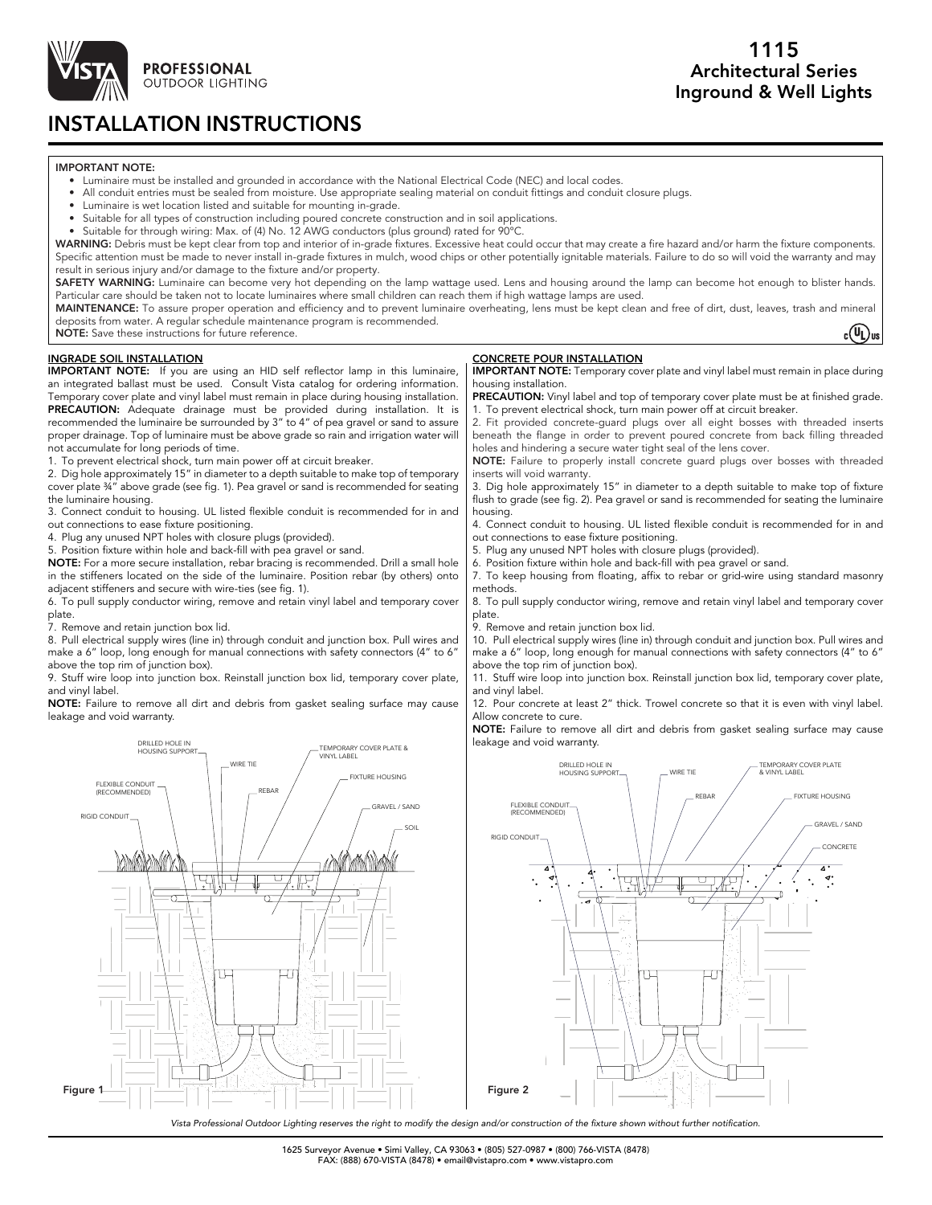# 1115 Architectural Series Inground & Well Lights

# INSTALLATION INSTRUCTIONS

**IMPORTANT NOTE:**

- Luminaire must be installed and grounded in accordance with the National Electrical Code (NEC) and local codes.
- All conduit entries must be sealed from moisture. Use appropriate sealing material on conduit fittings and conduit closure plugs.
- Luminaire is wet location listed and suitable for mounting in-grade.
- Suitable for all types of construction including poured concrete construction and in soil applications.
- Suitable for through wiring: Max. of (4) No. 12 AWG conductors (plus ground) rated for 90°C.

**WARNING:** Debris must be kept clear from top and interior of in-grade fixtures. Excessive heat could occur that may create a fire hazard and/or harm the fixture components. Specific attention must be made to never install in-grade fixtures in mulch, wood chips or other potentially ignitable materials. Failure to do so will void the warranty and may result in serious injury and/or damage to the fixture and/or property.

**SAFETY WARNING:** Luminaire can become very hot depending on the lamp wattage used. Lens and housing around the lamp can become hot enough to blister hands. Particular care should be taken not to locate luminaires where small children can reach them if high wattage lamps are used.

**MAINTENANCE:** To assure proper operation and efficiency and to prevent luminaire overheating, lens must be kept clean and free of dirt, dust, leaves, trash and mineral deposits from water. A regular schedule maintenance program is recommended.

**NOTE:** Save these instructions for future reference.

## INGRADE SOIL INSTALLATION

**IMPORTANT NOTE:** If you are using an HID self reflector lamp in this luminaire, an integrated ballast must be used. Consult Vista catalog for ordering information. Temporary cover plate and vinyl label must remain in place during housing installation.

**PRECAUTION:** Adequate drainage must be provided during installation. It is recommended the luminaire be surrounded by 3" to 4" of pea gravel or sand to assure proper drainage. Top of luminaire must be above grade so rain and irrigation water will not accumulate for long periods of time.

1. To prevent electrical shock, turn main power off at circuit breaker.
2. Dig hole approximately 15" in diameter to a depth suitable to make top of temporary cover plate ¾" above grade (see fig. 1). Pea gravel or sand is recommended for seating the luminaire housing.
3. Connect conduit to housing. UL listed flexible conduit is recommended for in and out connections to ease fixture positioning.
4. Plug any unused NPT holes with closure plugs (provided).
5. Position fixture within hole and back-fill with pea gravel or sand.

**NOTE:** For a more secure installation, rebar bracing is recommended. Drill a small hole in the stiffeners located on the side of the luminaire. Position rebar (by others) onto adjacent stiffeners and secure with wire-ties (see fig. 1).

6. To pull supply conductor wiring, remove and retain vinyl label and temporary cover plate.
7. Remove and retain junction box lid.
8. Pull electrical supply wires (line in) through conduit and junction box. Pull wires and make a 6" loop, long enough for manual connections with safety connectors (4" to 6" above the top rim of junction box).
9. Stuff wire loop into junction box. Reinstall junction box lid, temporary cover plate, and vinyl label.

**NOTE:** Failure to remove all dirt and debris from gasket sealing surface may cause leakage and void warranty.

DRILLED HOLE IN HOUSING SUPPORT · WIRE TIE · TEMPORARY COVER PLATE & VINYL LABEL · FIXTURE HOUSING · FLEXIBLE CONDUIT (RECOMMENDED) · REBAR · GRAVEL / SAND · RIGID CONDUIT · SOIL

Figure 1

## CONCRETE POUR INSTALLATION

**IMPORTANT NOTE:** Temporary cover plate and vinyl label must remain in place during housing installation.

**PRECAUTION:** Vinyl label and top of temporary cover plate must be at finished grade.

1. To prevent electrical shock, turn main power off at circuit breaker.
2. Fit provided concrete-guard plugs over all eight bosses with threaded inserts beneath the flange in order to prevent poured concrete from back filling threaded holes and hindering a secure water tight seal of the lens cover.

**NOTE:** Failure to properly install concrete guard plugs over bosses with threaded inserts will void warranty.

3. Dig hole approximately 15" in diameter to a depth suitable to make top of fixture flush to grade (see fig. 2). Pea gravel or sand is recommended for seating the luminaire housing.
4. Connect conduit to housing. UL listed flexible conduit is recommended for in and out connections to ease fixture positioning.
5. Plug any unused NPT holes with closure plugs (provided).
6. Position fixture within hole and back-fill with pea gravel or sand.
7. To keep housing from floating, affix to rebar or grid-wire using standard masonry methods.
8. To pull supply conductor wiring, remove and retain vinyl label and temporary cover plate.
9. Remove and retain junction box lid.
10. Pull electrical supply wires (line in) through conduit and junction box. Pull wires and make a 6" loop, long enough for manual connections with safety connectors (4" to 6" above the top rim of junction box).
11. Stuff wire loop into junction box. Reinstall junction box lid, temporary cover plate, and vinyl label.
12. Pour concrete at least 2" thick. Trowel concrete so that it is even with vinyl label. Allow concrete to cure.

**NOTE:** Failure to remove all dirt and debris from gasket sealing surface may cause leakage and void warranty.

DRILLED HOLE IN HOUSING SUPPORT · WIRE TIE · TEMPORARY COVER PLATE & VINYL LABEL · REBAR · FIXTURE HOUSING · FLEXIBLE CONDUIT (RECOMMENDED) · GRAVEL / SAND · RIGID CONDUIT · CONCRETE

Figure 2

*Vista Professional Outdoor Lighting reserves the right to modify the design and/or construction of the fixture shown without further notification.*

1625 Surveyor Avenue • Simi Valley, CA 93063 • (805) 527-0987 • (800) 766-VISTA (8478)
FAX: (888) 670-VISTA (8478) • email@vistapro.com • www.vistapro.com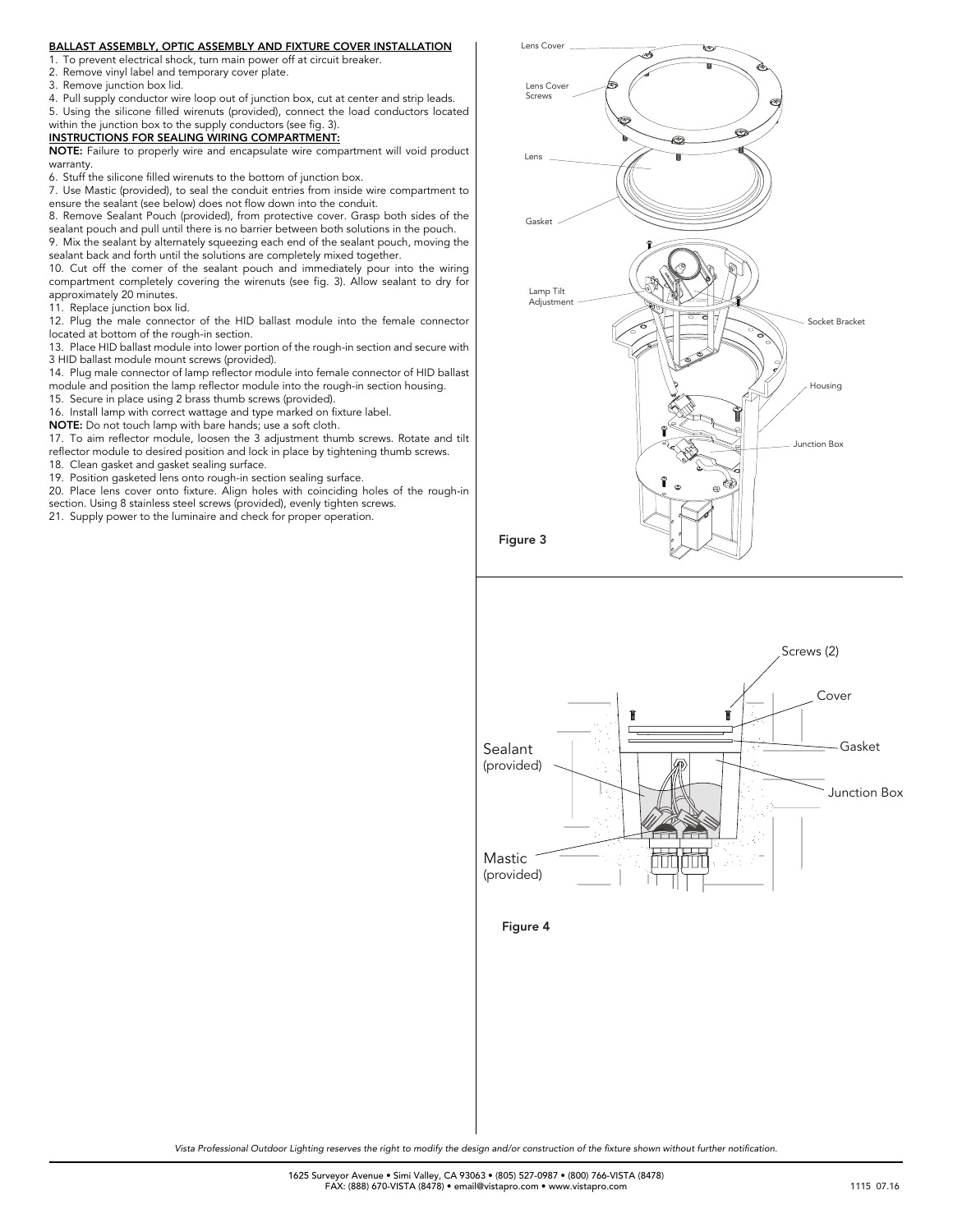## BALLAST ASSEMBLY, OPTIC ASSEMBLY AND FIXTURE COVER INSTALLATION

1. To prevent electrical shock, turn main power off at circuit breaker.
2. Remove vinyl label and temporary cover plate.
3. Remove junction box lid.
4. Pull supply conductor wire loop out of junction box, cut at center and strip leads.
5. Using the silicone filled wirenuts (provided), connect the load conductors located within the junction box to the supply conductors (see fig. 3).

## INSTRUCTIONS FOR SEALING WIRING COMPARTMENT:

**NOTE:** Failure to properly wire and encapsulate wire compartment will void product warranty.

6. Stuff the silicone filled wirenuts to the bottom of junction box.
7. Use Mastic (provided), to seal the conduit entries from inside wire compartment to ensure the sealant (see below) does not flow down into the conduit.
8. Remove Sealant Pouch (provided), from protective cover. Grasp both sides of the sealant pouch and pull until there is no barrier between both solutions in the pouch.
9. Mix the sealant by alternately squeezing each end of the sealant pouch, moving the sealant back and forth until the solutions are completely mixed together.
10. Cut off the corner of the sealant pouch and immediately pour into the wiring compartment completely covering the wirenuts (see fig. 3). Allow sealant to dry for approximately 20 minutes.
11. Replace junction box lid.
12. Plug the male connector of the HID ballast module into the female connector located at bottom of the rough-in section.
13. Place HID ballast module into lower portion of the rough-in section and secure with 3 HID ballast module mount screws (provided).
14. Plug male connector of lamp reflector module into female connector of HID ballast module and position the lamp reflector module into the rough-in section housing.
15. Secure in place using 2 brass thumb screws (provided).
16. Install lamp with correct wattage and type marked on fixture label.

**NOTE:** Do not touch lamp with bare hands; use a soft cloth.

17. To aim reflector module, loosen the 3 adjustment thumb screws. Rotate and tilt reflector module to desired position and lock in place by tightening thumb screws.
18. Clean gasket and gasket sealing surface.
19. Position gasketed lens onto rough-in section sealing surface.
20. Place lens cover onto fixture. Align holes with coinciding holes of the rough-in section. Using 8 stainless steel screws (provided), evenly tighten screws.
21. Supply power to the luminaire and check for proper operation.

Lens Cover
Lens Cover Screws
Lens
Gasket
Lamp Tilt Adjustment
Socket Bracket
Housing
Junction Box

Figure 3

Screws (2)
Cover
Gasket
Junction Box
Sealant (provided)
Mastic (provided)

Figure 4

*Vista Professional Outdoor Lighting reserves the right to modify the design and/or construction of the fixture shown without further notification.*

1625 Surveyor Avenue • Simi Valley, CA 93063 • (805) 527-0987 • (800) 766-VISTA (8478)
FAX: (888) 670-VISTA (8478) • email@vistapro.com • www.vistapro.com

1115 07.16